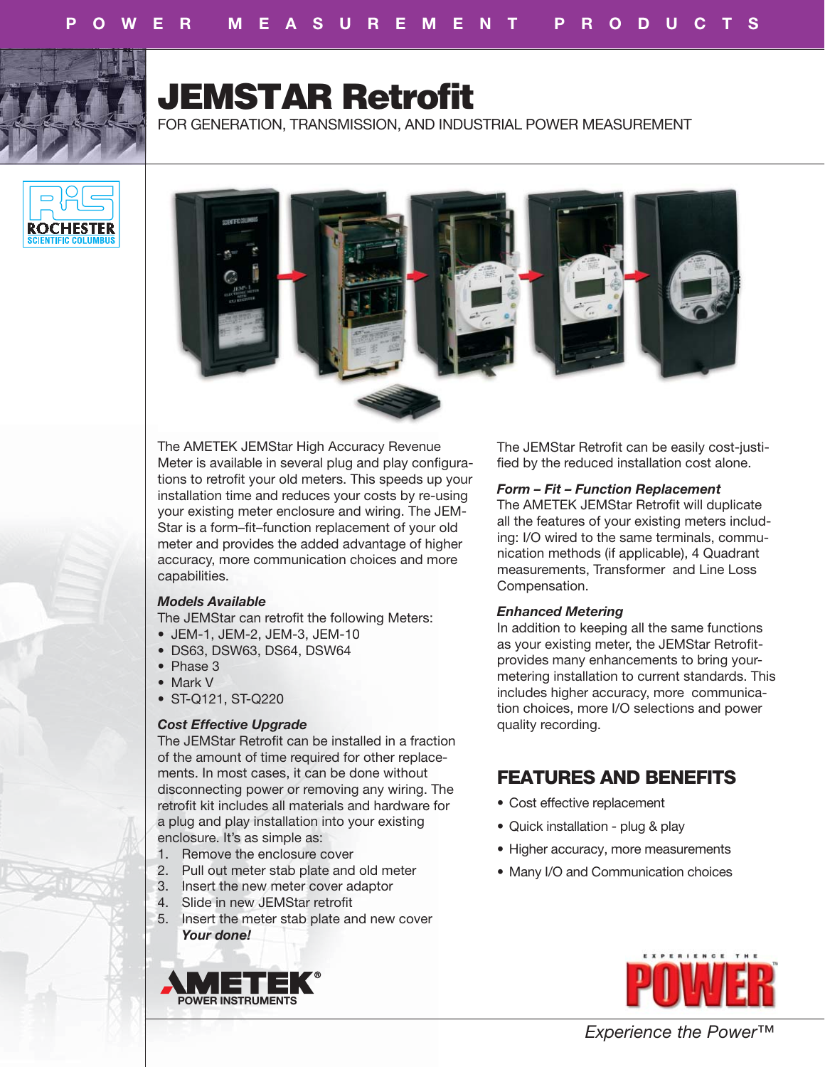# JEMSTAR Retrofit

FOR GENERATION, TRANSMISSION, AND INDUSTRIAL POWER MEASUREMENT

The AMETEK JEMStar High Accuracy Revenue Meter is available in several plug and play configurations to retrofit your old meters. This speeds up your installation time and reduces your costs by re-using your existing meter enclosure and wiring. The JEMStar is a form–fit–function replacement of your old meter and provides the added advantage of higher accuracy, more communication choices and more capabilities.

***Models Available***

The JEMStar can retrofit the following Meters:

- JEM-1, JEM-2, JEM-3, JEM-10
- DS63, DSW63, DS64, DSW64
- Phase 3
- Mark V
- ST-Q121, ST-Q220

***Cost Effective Upgrade***

The JEMStar Retrofit can be installed in a fraction of the amount of time required for other replacements. In most cases, it can be done without disconnecting power or removing any wiring. The retrofit kit includes all materials and hardware for a plug and play installation into your existing enclosure. It's as simple as:

1. Remove the enclosure cover
2. Pull out meter stab plate and old meter
3. Insert the new meter cover adaptor
4. Slide in new JEMStar retrofit
5. Insert the meter stab plate and new cover

   ***Your done!***

The JEMStar Retrofit can be easily cost-justified by the reduced installation cost alone.

***Form – Fit – Function Replacement***

The AMETEK JEMStar Retrofit will duplicate all the features of your existing meters including: I/O wired to the same terminals, communication methods (if applicable), 4 Quadrant measurements, Transformer and Line Loss Compensation.

***Enhanced Metering***

In addition to keeping all the same functions as your existing meter, the JEMStar Retrofit-provides many enhancements to bring your-metering installation to current standards. This includes higher accuracy, more communication choices, more I/O selections and power quality recording.

## FEATURES AND BENEFITS

- Cost effective replacement
- Quick installation - plug & play
- Higher accuracy, more measurements
- Many I/O and Communication choices

AMETEK® POWER INSTRUMENTS

*Experience the Power™*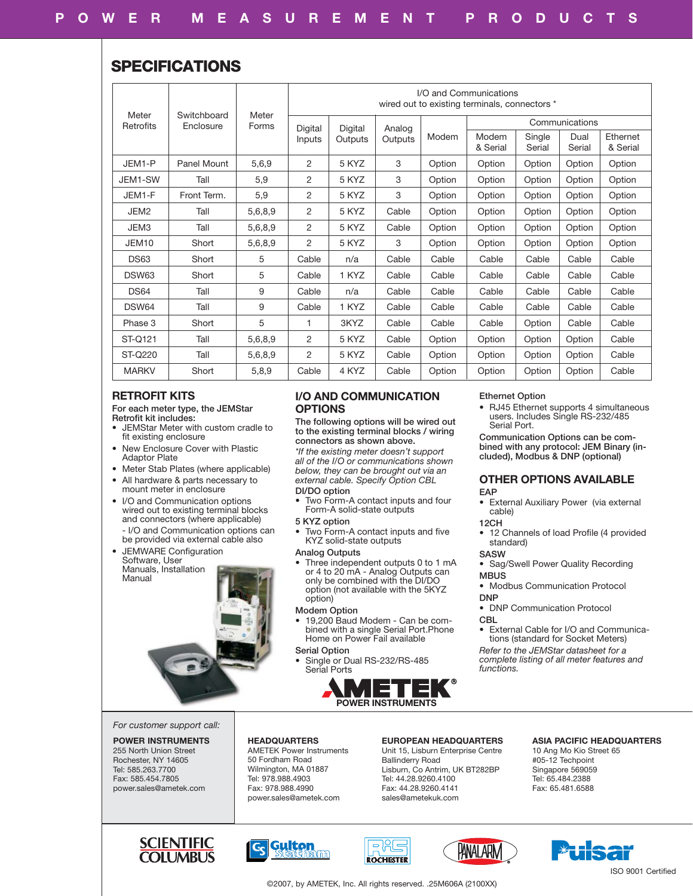## SPECIFICATIONS

| Meter Retrofits | Switchboard Enclosure | Meter Forms | I/O and Communications wired out to existing terminals, connectors * | | | | | | | |
|---|---|---|---|---|---|---|---|---|---|---|
| | | | Digital Inputs | Digital Outputs | Analog Outputs | Modem | Communications | | | |
| | | | | | | | Modem & Serial | Single Serial | Dual Serial | Ethernet & Serial |
| JEM1-P | Panel Mount | 5,6,9 | 2 | 5 KYZ | 3 | Option | Option | Option | Option | Option |
| JEM1-SW | Tall | 5,9 | 2 | 5 KYZ | 3 | Option | Option | Option | Option | Option |
| JEM1-F | Front Term. | 5,9 | 2 | 5 KYZ | 3 | Option | Option | Option | Option | Option |
| JEM2 | Tall | 5,6,8,9 | 2 | 5 KYZ | Cable | Option | Option | Option | Option | Option |
| JEM3 | Tall | 5,6,8,9 | 2 | 5 KYZ | Cable | Option | Option | Option | Option | Option |
| JEM10 | Short | 5,6,8,9 | 2 | 5 KYZ | 3 | Option | Option | Option | Option | Option |
| DS63 | Short | 5 | Cable | n/a | Cable | Cable | Cable | Cable | Cable | Cable |
| DSW63 | Short | 5 | Cable | 1 KYZ | Cable | Cable | Cable | Cable | Cable | Cable |
| DS64 | Tall | 9 | Cable | n/a | Cable | Cable | Cable | Cable | Cable | Cable |
| DSW64 | Tall | 9 | Cable | 1 KYZ | Cable | Cable | Cable | Cable | Cable | Cable |
| Phase 3 | Short | 5 | 1 | 3KYZ | Cable | Cable | Cable | Option | Cable | Cable |
| ST-Q121 | Tall | 5,6,8,9 | 2 | 5 KYZ | Cable | Option | Option | Option | Option | Cable |
| ST-Q220 | Tall | 5,6,8,9 | 2 | 5 KYZ | Cable | Option | Option | Option | Option | Cable |
| MARKV | Short | 5,8,9 | Cable | 4 KYZ | Cable | Option | Option | Option | Option | Cable |

## RETROFIT KITS

**For each meter type, the JEMStar Retrofit kit includes:**

- JEMStar Meter with custom cradle to fit existing enclosure
- New Enclosure Cover with Plastic Adaptor Plate
- Meter Stab Plates (where applicable)
- All hardware & parts necessary to mount meter in enclosure
- I/O and Communication options wired out to existing terminal blocks and connectors (where applicable)
  - I/O and Communication options can be provided via external cable also
- JEMWARE Configuration Software, User Manuals, Installation Manual

## I/O AND COMMUNICATION OPTIONS

**The following options will be wired out to the existing terminal blocks / wiring connectors as shown above.**

*\*If the existing meter doesn't support all of the I/O or communications shown below, they can be brought out via an external cable. Specify Option CBL*

**DI/DO option**
- Two Form-A contact inputs and four Form-A solid-state outputs

**5 KYZ option**
- Two Form-A contact inputs and five KYZ solid-state outputs

**Analog Outputs**
- Three independent outputs 0 to 1 mA or 4 to 20 mA - Analog Outputs can only be combined with the DI/DO option (not available with the 5KYZ option)

**Modem Option**
- 19,200 Baud Modem - Can be combined with a single Serial Port.Phone Home on Power Fail available

**Serial Option**
- Single or Dual RS-232/RS-485 Serial Ports

**Ethernet Option**
- RJ45 Ethernet supports 4 simultaneous users. Includes Single RS-232/485 Serial Port.

**Communication Options can be combined with any protocol: JEM Binary (included), Modbus & DNP (optional)**

## OTHER OPTIONS AVAILABLE

**EAP**
- External Auxiliary Power (via external cable)

**12CH**
- 12 Channels of load Profile (4 provided standard)

**SASW**
- Sag/Swell Power Quality Recording

**MBUS**
- Modbus Communication Protocol

**DNP**
- DNP Communication Protocol

**CBL**
- External Cable for I/O and Communications (standard for Socket Meters)

*Refer to the JEMStar datasheet for a complete listing of all meter features and functions.*

AMETEK® POWER INSTRUMENTS

*For customer support call:*

**POWER INSTRUMENTS**
255 North Union Street
Rochester, NY 14605
Tel: 585.263.7700
Fax: 585.454.7805
power.sales@ametek.com

**HEADQUARTERS**
AMETEK Power Instruments
50 Fordham Road
Wilmington, MA 01887
Tel: 978.988.4903
Fax: 978.988.4990
power.sales@ametek.com

**EUROPEAN HEADQUARTERS**
Unit 15, Lisburn Enterprise Centre
Ballinderry Road
Lisburn, Co Antrim, UK BT282BP
Tel: 44.28.9260.4100
Fax: 44.28.9260.4141
sales@ametekuk.com

**ASIA PACIFIC HEADQUARTERS**
10 Ang Mo Kio Street 65
#05-12 Techpoint
Singapore 569059
Tel: 65.484.2388
Fax: 65.481.6588

SCIENTIFIC COLUMBUS · Gulton Statham · RIS ROCHESTER · PANALARM · Pulsar

ISO 9001 Certified

©2007, by AMETEK, Inc. All rights reserved. .25M606A (2100XX)